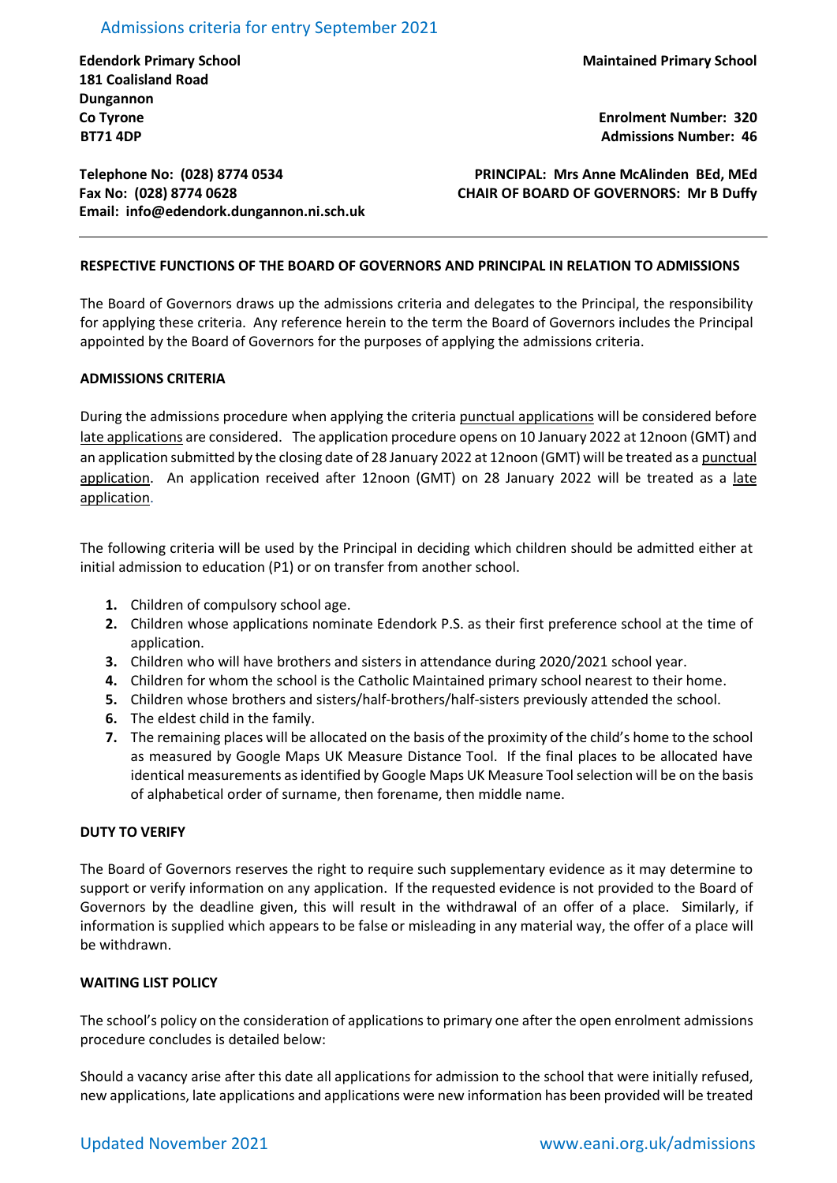# Admissions criteria for entry September 2021

**Edendork Primary School**
**181 Coalisland Road**
**Dungannon**
**Co Tyrone**
**BT71 4DP**

**Maintained Primary School**

**Enrolment Number: 320**
**Admissions Number: 46**

**Telephone No: (028) 8774 0534**
**Fax No: (028) 8774 0628**
**Email: info@edendork.dungannon.ni.sch.uk**

**PRINCIPAL: Mrs Anne McAlinden BEd, MEd**
**CHAIR OF BOARD OF GOVERNORS: Mr B Duffy**

---

**RESPECTIVE FUNCTIONS OF THE BOARD OF GOVERNORS AND PRINCIPAL IN RELATION TO ADMISSIONS**

The Board of Governors draws up the admissions criteria and delegates to the Principal, the responsibility for applying these criteria. Any reference herein to the term the Board of Governors includes the Principal appointed by the Board of Governors for the purposes of applying the admissions criteria.

**ADMISSIONS CRITERIA**

During the admissions procedure when applying the criteria punctual applications will be considered before late applications are considered. The application procedure opens on 10 January 2022 at 12noon (GMT) and an application submitted by the closing date of 28 January 2022 at 12noon (GMT) will be treated as a punctual application. An application received after 12noon (GMT) on 28 January 2022 will be treated as a late application.

The following criteria will be used by the Principal in deciding which children should be admitted either at initial admission to education (P1) or on transfer from another school.

1. Children of compulsory school age.
2. Children whose applications nominate Edendork P.S. as their first preference school at the time of application.
3. Children who will have brothers and sisters in attendance during 2020/2021 school year.
4. Children for whom the school is the Catholic Maintained primary school nearest to their home.
5. Children whose brothers and sisters/half-brothers/half-sisters previously attended the school.
6. The eldest child in the family.
7. The remaining places will be allocated on the basis of the proximity of the child's home to the school as measured by Google Maps UK Measure Distance Tool. If the final places to be allocated have identical measurements as identified by Google Maps UK Measure Tool selection will be on the basis of alphabetical order of surname, then forename, then middle name.

**DUTY TO VERIFY**

The Board of Governors reserves the right to require such supplementary evidence as it may determine to support or verify information on any application. If the requested evidence is not provided to the Board of Governors by the deadline given, this will result in the withdrawal of an offer of a place. Similarly, if information is supplied which appears to be false or misleading in any material way, the offer of a place will be withdrawn.

**WAITING LIST POLICY**

The school's policy on the consideration of applications to primary one after the open enrolment admissions procedure concludes is detailed below:

Should a vacancy arise after this date all applications for admission to the school that were initially refused, new applications, late applications and applications were new information has been provided will be treated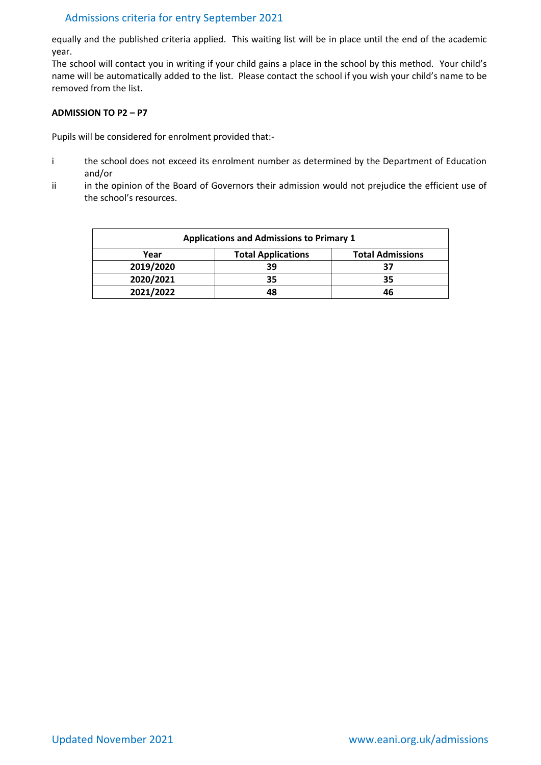equally and the published criteria applied. This waiting list will be in place until the end of the academic year.
The school will contact you in writing if your child gains a place in the school by this method. Your child's name will be automatically added to the list. Please contact the school if you wish your child's name to be removed from the list.

**ADMISSION TO P2 – P7**

Pupils will be considered for enrolment provided that:-

i the school does not exceed its enrolment number as determined by the Department of Education and/or

ii in the opinion of the Board of Governors their admission would not prejudice the efficient use of the school's resources.

| Applications and Admissions to Primary 1 | | |
|---|---|---|
| **Year** | **Total Applications** | **Total Admissions** |
| **2019/2020** | **39** | **37** |
| **2020/2021** | **35** | **35** |
| **2021/2022** | **48** | **46** |